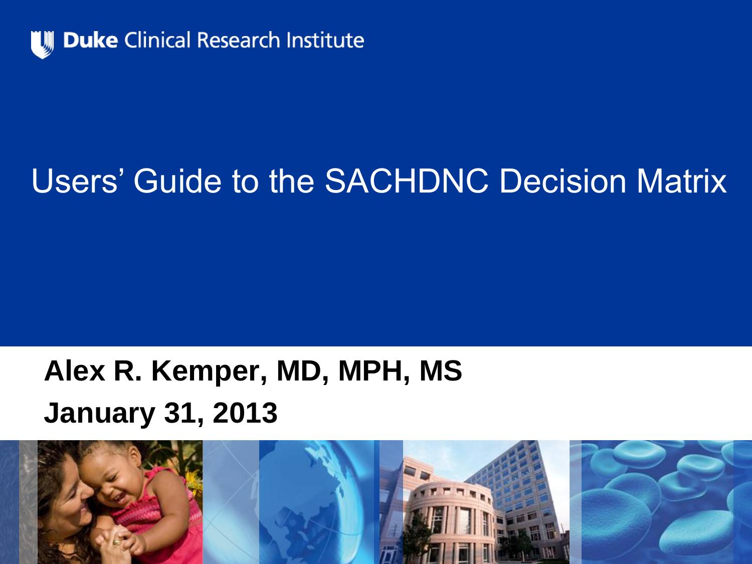Duke Clinical Research Institute

# Users' Guide to the SACHDNC Decision Matrix

**Alex R. Kemper, MD, MPH, MS**

**January 31, 2013**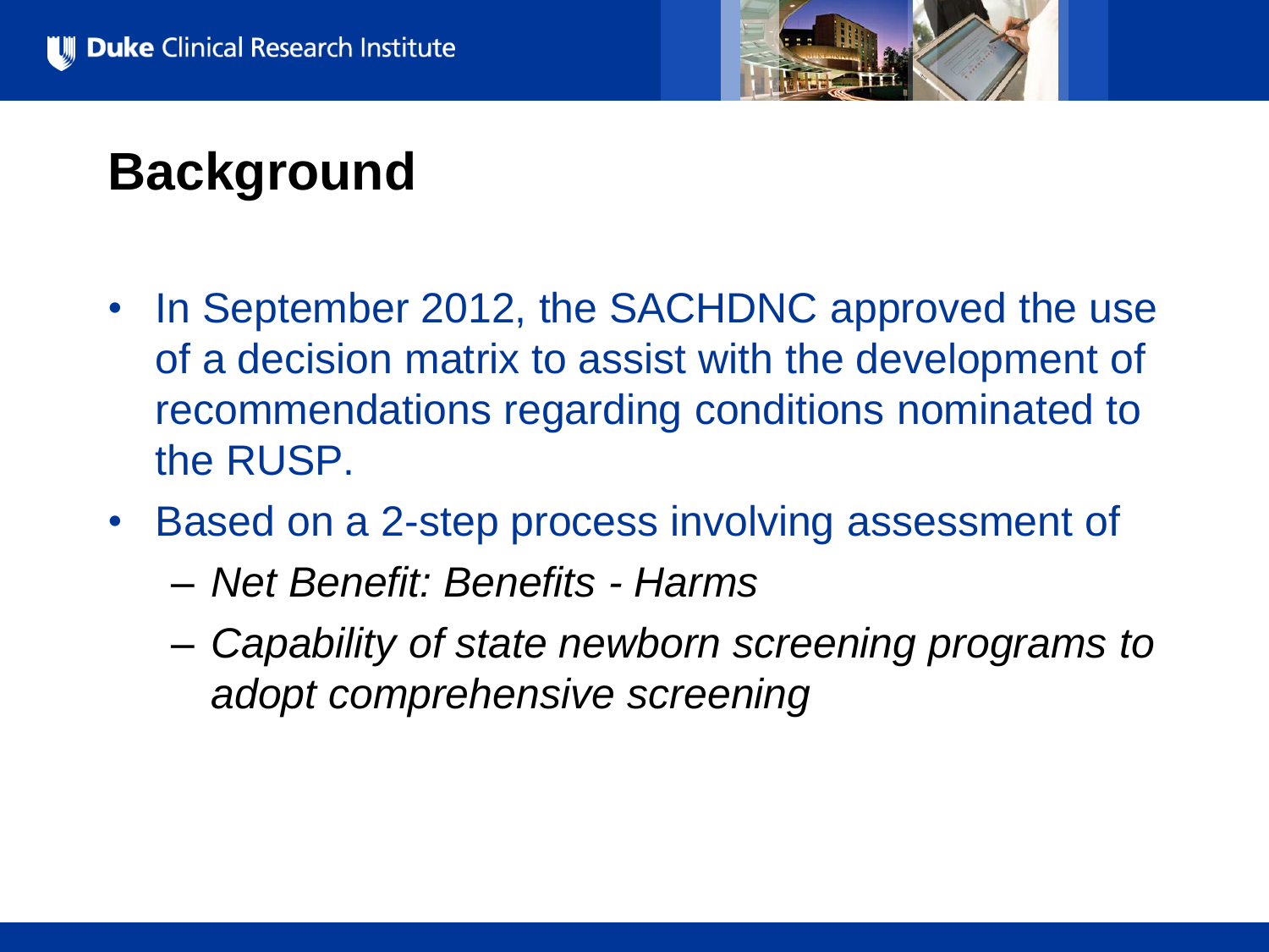# Background

- In September 2012, the SACHDNC approved the use of a decision matrix to assist with the development of recommendations regarding conditions nominated to the RUSP.
- Based on a 2-step process involving assessment of
  - *Net Benefit: Benefits - Harms*
  - *Capability of state newborn screening programs to adopt comprehensive screening*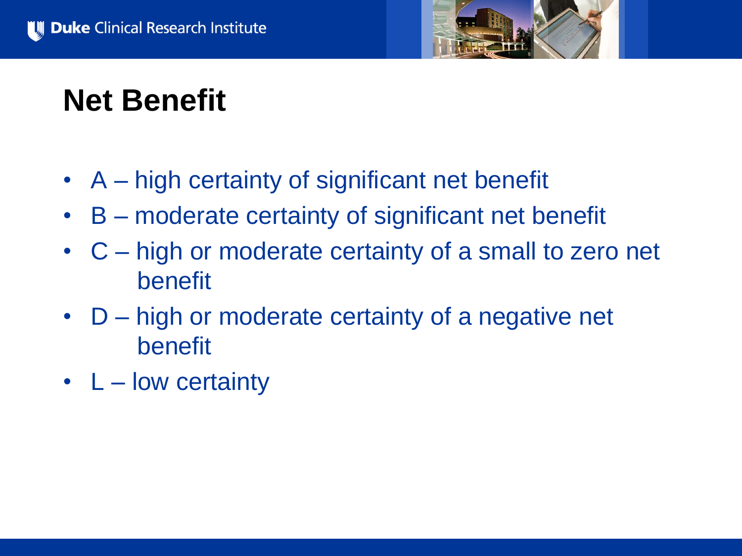# Net Benefit

- A – high certainty of significant net benefit
- B – moderate certainty of significant net benefit
- C – high or moderate certainty of a small to zero net benefit
- D – high or moderate certainty of a negative net benefit
- L – low certainty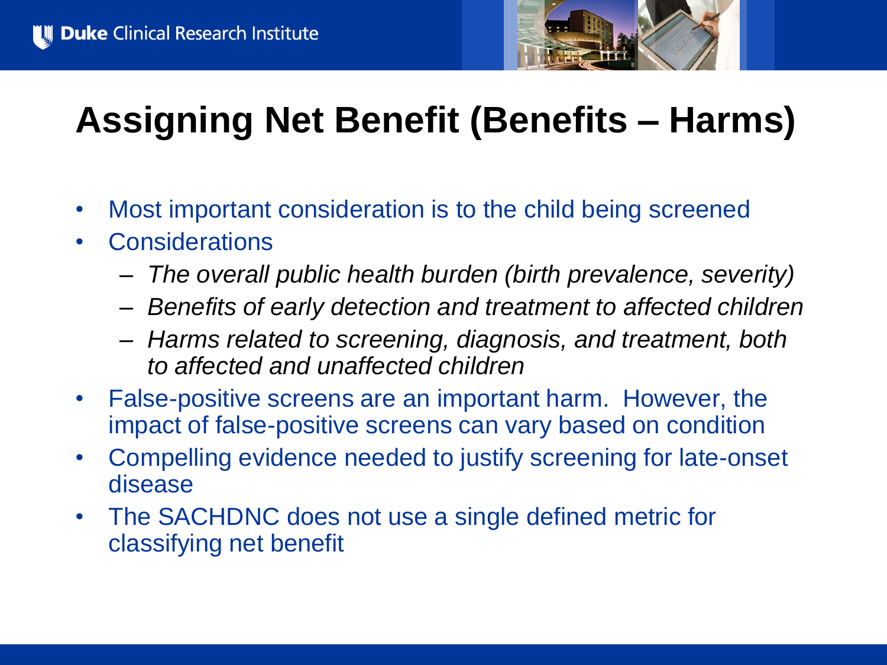# Assigning Net Benefit (Benefits – Harms)

- Most important consideration is to the child being screened
- Considerations
  - *The overall public health burden (birth prevalence, severity)*
  - *Benefits of early detection and treatment to affected children*
  - *Harms related to screening, diagnosis, and treatment, both to affected and unaffected children*
- False-positive screens are an important harm. However, the impact of false-positive screens can vary based on condition
- Compelling evidence needed to justify screening for late-onset disease
- The SACHDNC does not use a single defined metric for classifying net benefit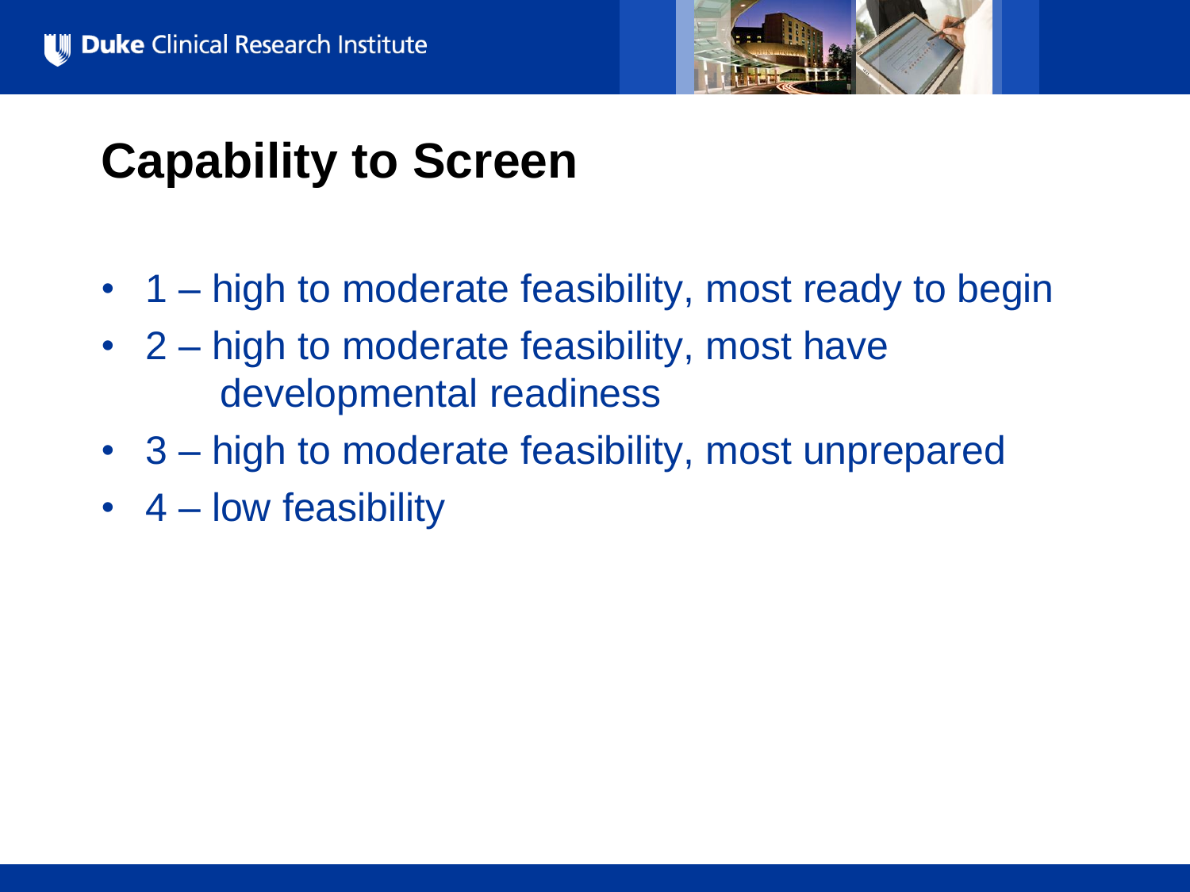# Capability to Screen

- 1 – high to moderate feasibility, most ready to begin
- 2 – high to moderate feasibility, most have developmental readiness
- 3 – high to moderate feasibility, most unprepared
- 4 – low feasibility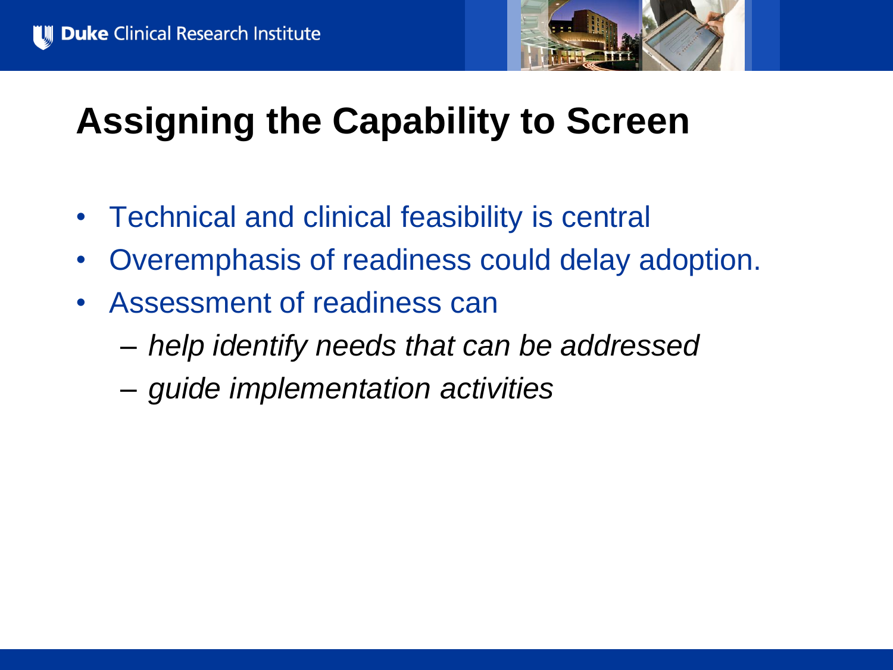# Assigning the Capability to Screen

- Technical and clinical feasibility is central
- Overemphasis of readiness could delay adoption.
- Assessment of readiness can
  - *help identify needs that can be addressed*
  - *guide implementation activities*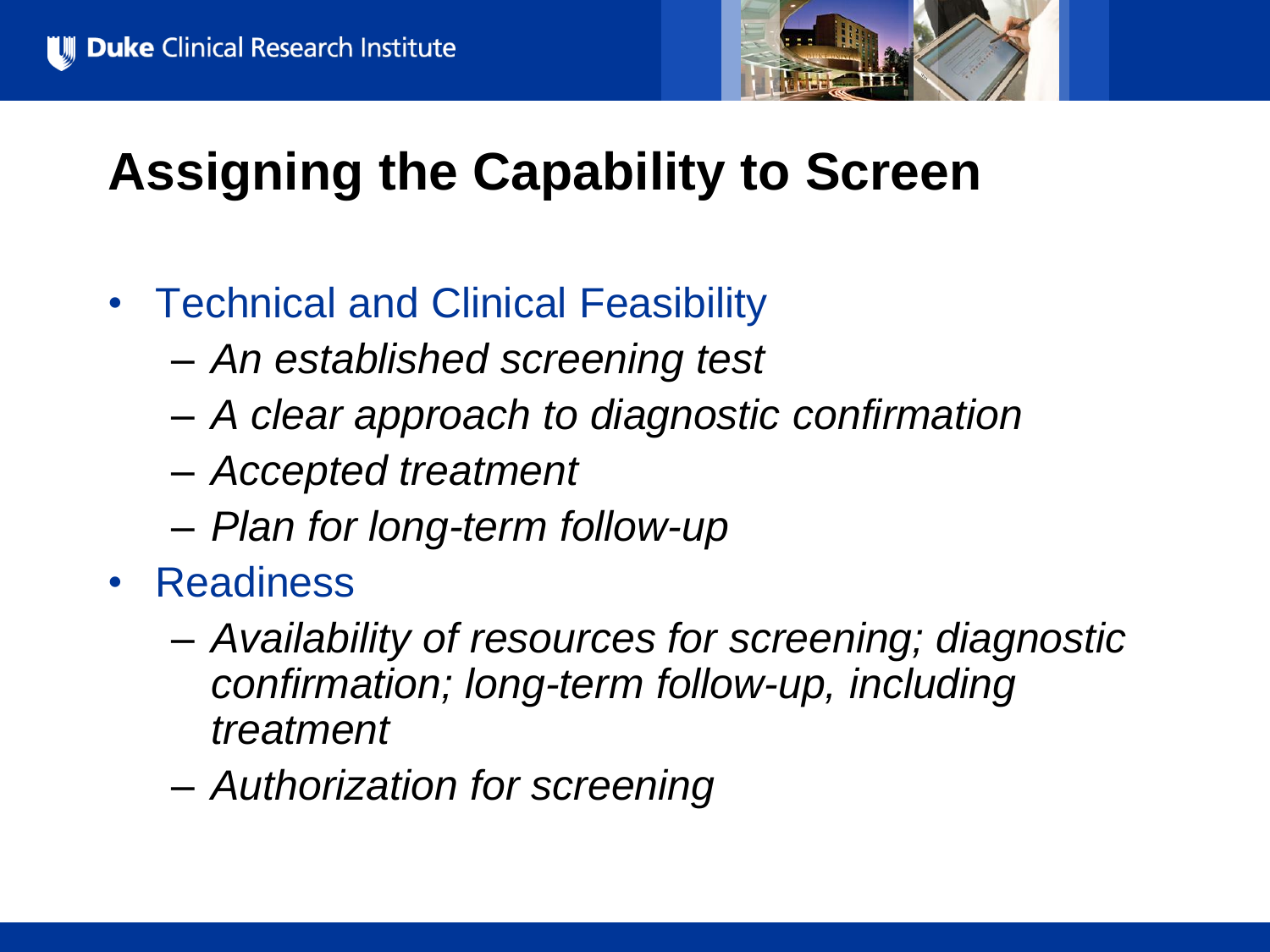# Assigning the Capability to Screen

- Technical and Clinical Feasibility
  - *An established screening test*
  - *A clear approach to diagnostic confirmation*
  - *Accepted treatment*
  - *Plan for long-term follow-up*
- Readiness
  - *Availability of resources for screening; diagnostic confirmation; long-term follow-up, including treatment*
  - *Authorization for screening*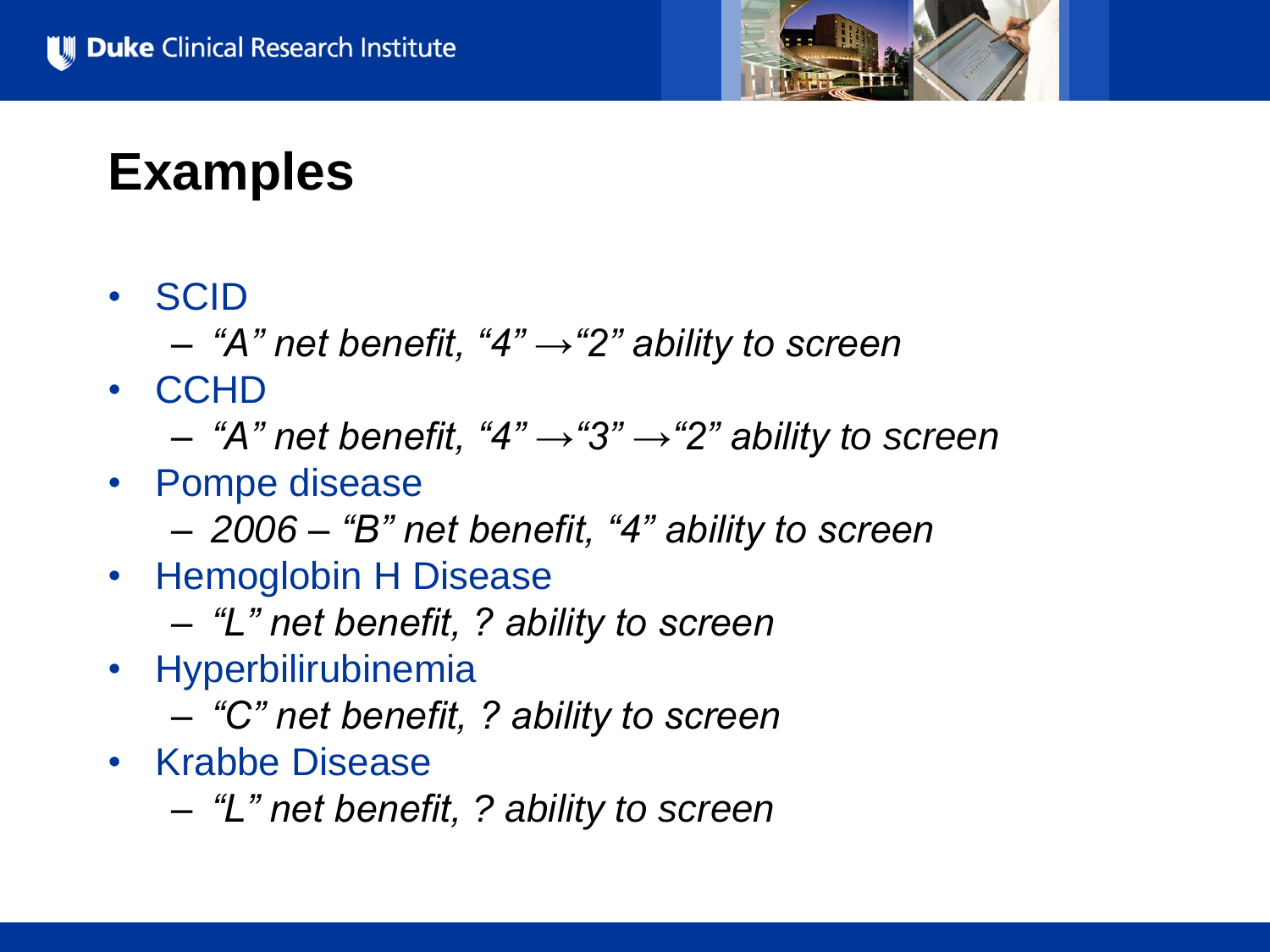# Examples

- SCID
  - *"A" net benefit, "4" →"2" ability to screen*
- CCHD
  - *"A" net benefit, "4" →"3" →"2" ability to screen*
- Pompe disease
  - *2006 – "B" net benefit, "4" ability to screen*
- Hemoglobin H Disease
  - *"L" net benefit, ? ability to screen*
- Hyperbilirubinemia
  - *"C" net benefit, ? ability to screen*
- Krabbe Disease
  - *"L" net benefit, ? ability to screen*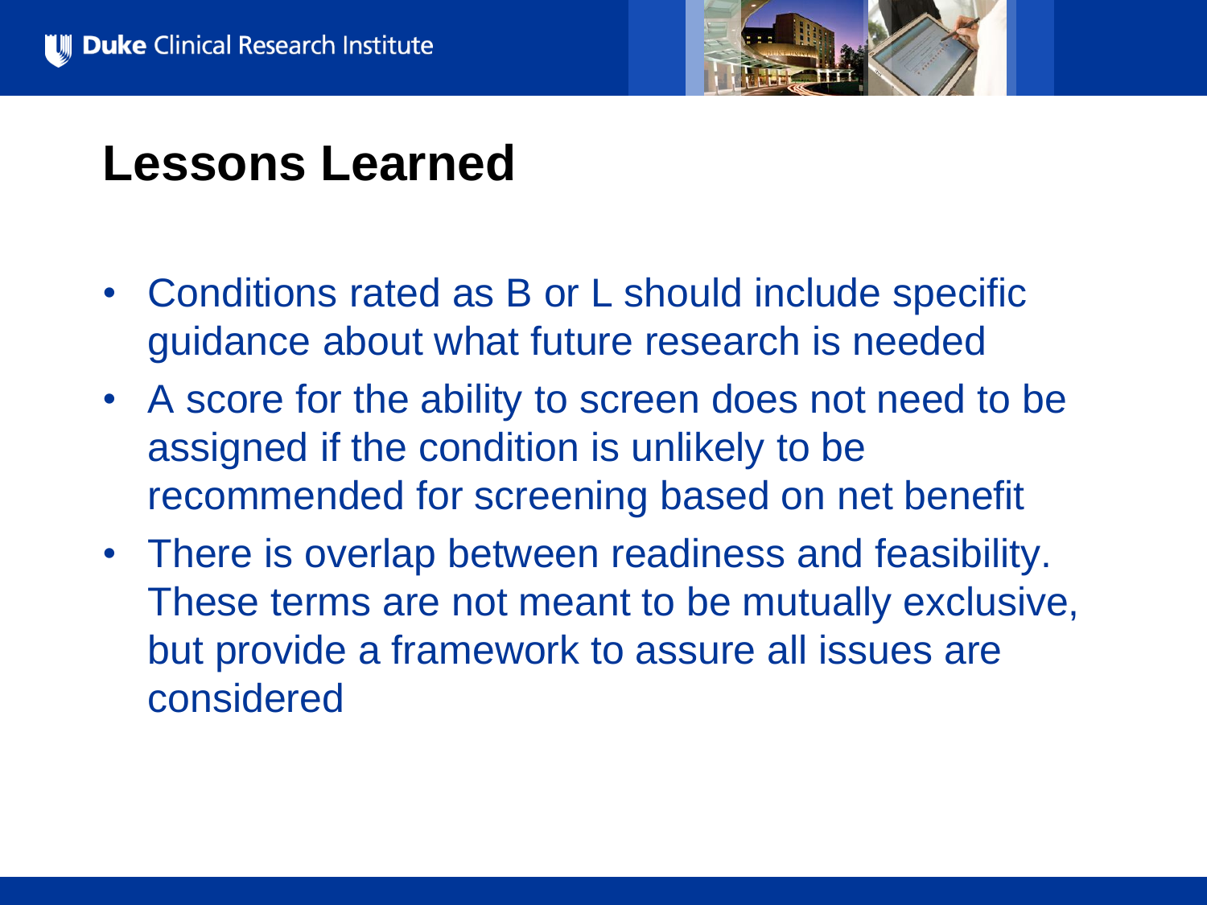# Lessons Learned

- Conditions rated as B or L should include specific guidance about what future research is needed
- A score for the ability to screen does not need to be assigned if the condition is unlikely to be recommended for screening based on net benefit
- There is overlap between readiness and feasibility. These terms are not meant to be mutually exclusive, but provide a framework to assure all issues are considered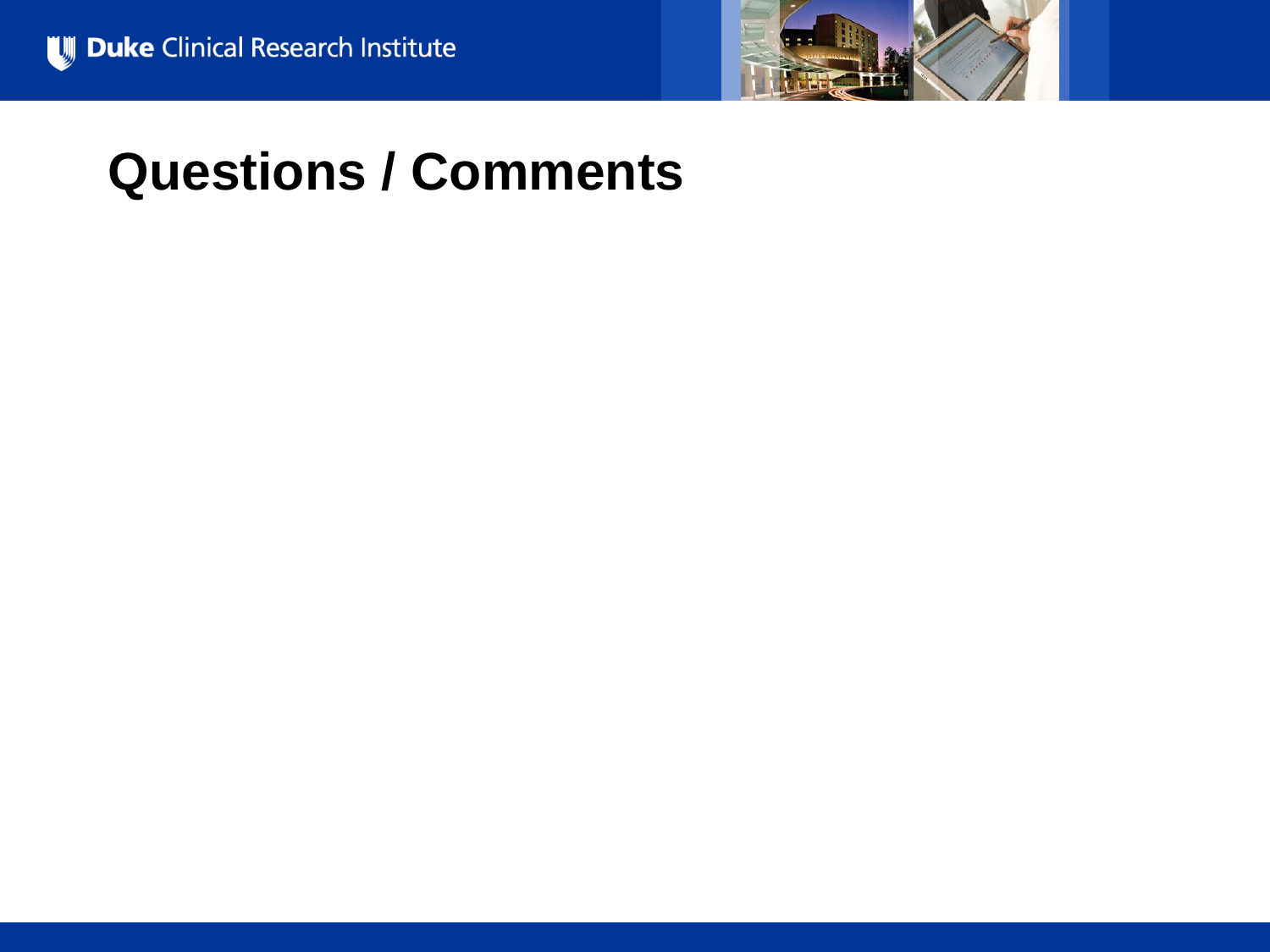# Questions / Comments